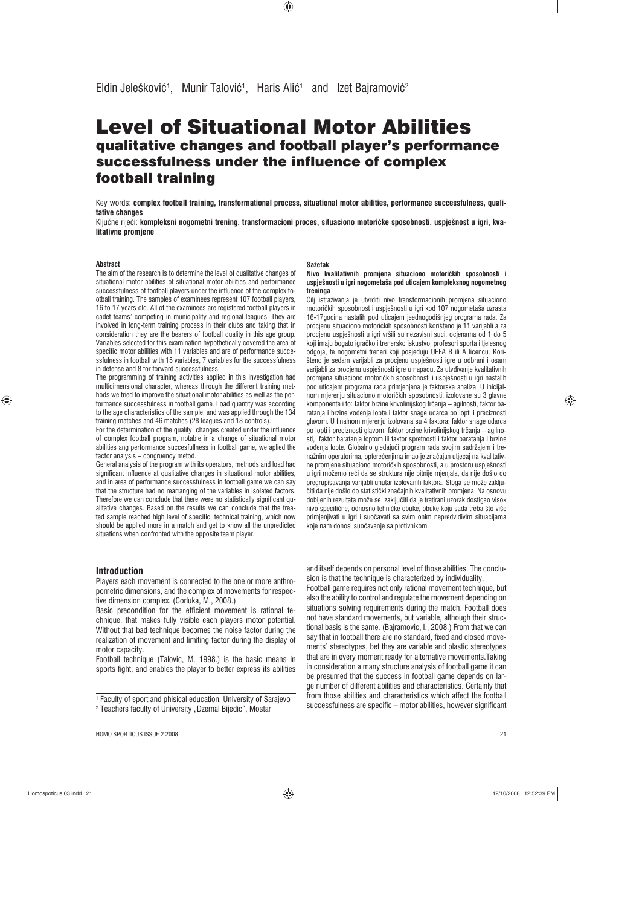Eldin Jelešković[1], Munir Talović[1], Haris Alić[1] and Izet Bajramović[2]

# Level of Situational Motor Abilities

## qualitative changes and football player's performance successfulness under the influence of complex football training

Key words: **complex football training, transformational process, situational motor abilities, performance successfulness, qualitative changes**

Ključne riječi: **kompleksni nogometni trening, transformacioni proces, situaciono motoričke sposobnosti, uspješnost u igri, kvalitativne promjene**

#### Abstract

The aim of the research is to determine the level of qualitative changes of situational motor abilities of situational motor abilities and performance successfulness of football players under the influence of the complex football training. The samples of examinees represent 107 football players, 16 to 17 years old. All of the examinees are registered football players in cadet teams' competing in municipality and regional leagues. They are involved in long-term training process in their clubs and taking that in consideration they are the bearers of football quality in this age group. Variables selected for this examination hypothetically covered the area of specific motor abilities with 11 variables and are of performance successfulness in football with 15 variables, 7 variables for the successfulness in defense and 8 for forward successfulness.

The programming of training activities applied in this investigation had multidimensional character, whereas through the different training methods we tried to improve the situational motor abilities as well as the performance successfulness in football game. Load quantity was according to the age characteristics of the sample, and was applied through the 134 training matches and 46 matches (28 leagues and 18 controls).

For the determination of the quality changes created under the influence of complex football program, notable in a change of situational motor abilities ang performance succesfullness in football game, we aplied the factor analysis – congruency metod.

General analysis of the program with its operators, methods and load had significant influence at qualitative changes in situational motor abilities, and in area of performance successfulness in football game we can say that the structure had no rearranging of the variables in isolated factors. Therefore we can conclude that there were no statistically significant qualitative changes. Based on the results we can conclude that the treated sample reached high level of specific, technical training, which now should be applied more in a match and get to know all the unpredicted situations when confronted with the opposite team player.

#### Sažetak

**Nivo kvalitativnih promjena situaciono motoričkih sposobnosti i uspješnosti u igri nogometaša pod uticajem kompleksnog nogometnog treninga**

Cilj istraživanja je utvrditi nivo transformacionih promjena situaciono motoričkih sposobnosti i uspješnosti u igri kod 107 nogometaša uzrasta 16-17godina nastalih pod uticajem jeednogodišnjeg programa rada. Za procjenu situaciono motoričkih sposobnosti korišteno je 11 varijabli a za procjenu uspješnosti u igri vršili su nezavisni suci, ocjenama od 1 do 5 koji imaju bogato igračko i trenersko iskustvo, profesori sporta i tjelesnog odgoja, te nogometni treneri koji posjeduju UEFA B ili A licencu. Korišteno je sedam varijabli za procjenu uspješnosti igre u odbrani i osam varijabli za procjenu uspješnosti igre u napadu. Za utvđivanje kvalitativnih promjena situaciono motoričkih sposobnosti i uspješnosti u igri nastalih pod uticajem programa rada primjenjena je faktorska analiza. U inicijalnom mjerenju situaciono motoričkih sposobnosti, izolovane su 3 glavne komponente i to: faktor brzine krivolinijskog trčanja – agilnosti, faktor baratanja i brzine vođenja lopte i faktor snage udarca po lopti i preciznosti glavom. U finalnom mjerenju izolovana su 4 faktora: faktor snage udarca po lopti i preciznosti glavom, faktor brzine krivolinijskog trčanja – agilnosti, faktor baratanja loptom ili faktor spretnosti i faktor baratanja i brzine vođenja lopte. Globalno gledajući program rada svojim sadržajem i trenažnim operatorima, opterećenjima imao je značajan utjecaj na kvalitativne promjene situaciono motoričkih sposobnosti, a u prostoru uspješnosti u igri možemo reći da se struktura nije bitnije mjenjala, da nije došlo do pregrupisavanja varijabli unutar izolovanih faktora. Stoga se može zaključiti da nije došlo do statistički značajnih kvalitativnih promjena. Na osnovu dobijenih rezultata može se zaključiti da je tretirani uzorak dostigao visok nivo specifične, odnosno tehničke obuke, obuke koju sada treba što više primjenjivati u igri i suočavati sa svim onim nepredvidivim situacijama koje nam donosi suočavanje sa protivnikom.

## Introduction

Players each movement is connected to the one or more anthropometric dimensions, and the complex of movements for respective dimension complex. (Corluka, M., 2008.)

Basic precondition for the efficient movement is rational technique, that makes fully visible each players motor potential. Without that bad technique becomes the noise factor during the realization of movement and limiting factor during the display of motor capacity.

Football technique (Talovic, M. 1998.) is the basic means in sports fight, and enables the player to better express its abilities and itself depends on personal level of those abilities. The conclusion is that the technique is characterized by individuality.

Football game requires not only rational movement technique, but also the ability to control and regulate the movement depending on situations solving requirements during the match. Football does not have standard movements, but variable, although their structional basis is the same. (Bajramovic, I., 2008.) From that we can say that in football there are no standard, fixed and closed movements' stereotypes, bet they are variable and plastic stereotypes that are in every moment ready for alternative movements.Taking in consideration a many structure analysis of football game it can be presumed that the success in football game depends on large number of different abilities and characteristics. Certainly that from those abilities and characteristics which affect the football successfulness are specific – motor abilities, however significant

[1] Faculty of sport and phisical education, University of Sarajevo

[2] Teachers faculty of University „Dzemal Bijedic", Mostar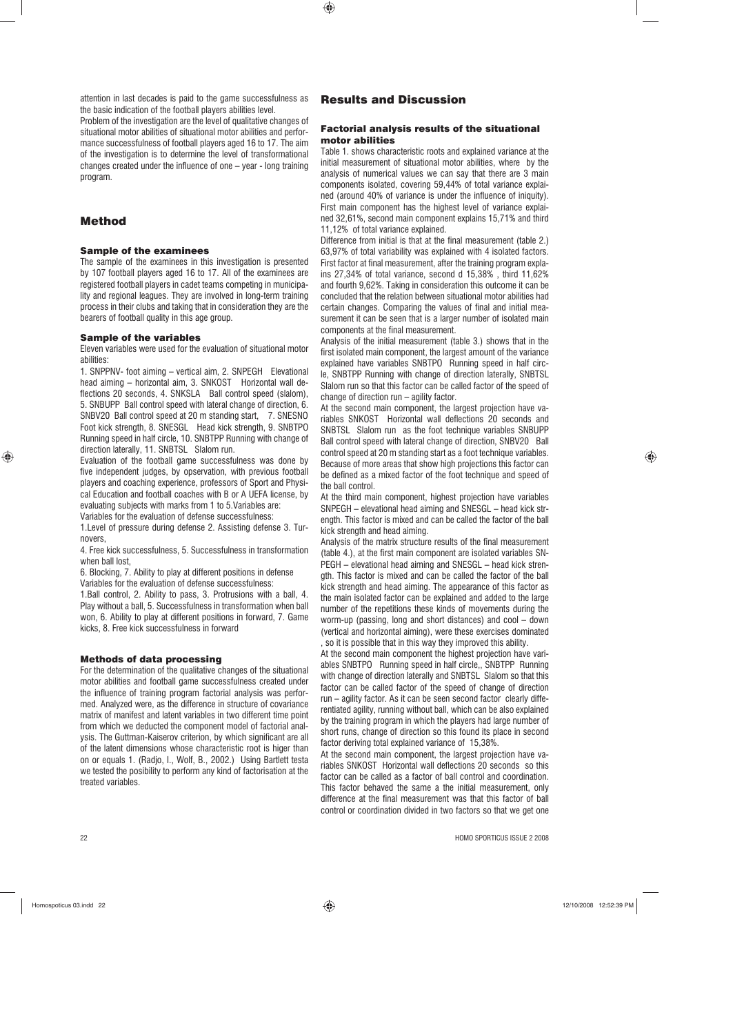attention in last decades is paid to the game successfulness as the basic indication of the football players abilities level.

Problem of the investigation are the level of qualitative changes of situational motor abilities of situational motor abilities and performance successfulness of football players aged 16 to 17. The aim of the investigation is to determine the level of transformational changes created under the influence of one – year - long training program.

# Method

### Sample of the examinees

The sample of the examinees in this investigation is presented by 107 football players aged 16 to 17. All of the examinees are registered football players in cadet teams competing in municipality and regional leagues. They are involved in long-term training process in their clubs and taking that in consideration they are the bearers of football quality in this age group.

### Sample of the variables

Eleven variables were used for the evaluation of situational motor abilities:

1. SNPPNV- foot aiming – vertical aim, 2. SNPEGH Elevational head aiming – horizontal aim, 3. SNKOST Horizontal wall deflections 20 seconds, 4. SNKSLA Ball control speed (slalom), 5. SNBUPP Ball control speed with lateral change of direction, 6. SNBV20 Ball control speed at 20 m standing start, 7. SNESNO Foot kick strength, 8. SNESGL Head kick strength, 9. SNBTPO Running speed in half circle, 10. SNBTPP Running with change of direction laterally, 11. SNBTSL Slalom run.

Evaluation of the football game successfulness was done by five independent judges, by observation, with previous football players and coaching experience, professors of Sport and Physical Education and football coaches with B or A UEFA license, by evaluating subjects with marks from 1 to 5.Variables are:

Variables for the evaluation of defense successfulness:

1.Level of pressure during defense 2. Assisting defense 3. Turnovers,

4. Free kick successfulness, 5. Successfulness in transformation when ball lost,

6. Blocking, 7. Ability to play at different positions in defense

Variables for the evaluation of defense successfulness:

1.Ball control, 2. Ability to pass, 3. Protrusions with a ball, 4. Play without a ball, 5. Successfulness in transformation when ball won, 6. Ability to play at different positions in forward, 7. Game kicks, 8. Free kick successfulness in forward

### Methods of data processing

For the determination of the qualitative changes of the situational motor abilities and football game successfulness created under the influence of training program factorial analysis was performed. Analyzed were, as the difference in structure of covariance matrix of manifest and latent variables in two different time point from which we deducted the component model of factorial analysis. The Guttman-Kaiserov criterion, by which significant are all of the latent dimensions whose characteristic root is higer than on or equals 1. (Radjo, I., Wolf, B., 2002.) Using Bartlett testa we tested the posibility to perform any kind of factorisation at the treated variables.

# Results and Discussion

### Factorial analysis results of the situational motor abilities

Table 1. shows characteristic roots and explained variance at the initial measurement of situational motor abilities, where by the analysis of numerical values we can say that there are 3 main components isolated, covering 59,44% of total variance explained (around 40% of variance is under the influence of iniquity). First main component has the highest level of variance explained 32,61%, second main component explains 15,71% and third 11,12% of total variance explained.

Difference from initial is that at the final measurement (table 2.) 63,97% of total variability was explained with 4 isolated factors. First factor at final measurement, after the training program explains 27,34% of total variance, second d 15,38% , third 11,62% and fourth 9,62%. Taking in consideration this outcome it can be concluded that the relation between situational motor abilities had certain changes. Comparing the values of final and initial measurement it can be seen that is a larger number of isolated main components at the final measurement.

Analysis of the initial measurement (table 3.) shows that in the first isolated main component, the largest amount of the variance explained have variables SNBTPO Running speed in half circle, SNBTPP Running with change of direction laterally, SNBTSL Slalom run so that this factor can be called factor of the speed of change of direction run – agility factor.

At the second main component, the largest projection have variables SNKOST Horizontal wall deflections 20 seconds and SNBTSL Slalom run as the foot technique variables SNBUPP Ball control speed with lateral change of direction, SNBV20 Ball control speed at 20 m standing start as a foot technique variables. Because of more areas that show high projections this factor can be defined as a mixed factor of the foot technique and speed of the ball control.

At the third main component, highest projection have variables SNPEGH – elevational head aiming and SNESGL – head kick strength. This factor is mixed and can be called the factor of the ball kick strength and head aiming.

Analysis of the matrix structure results of the final measurement (table 4.), at the first main component are isolated variables SNPEGH – elevational head aiming and SNESGL – head kick strength. This factor is mixed and can be called the factor of the ball kick strength and head aiming. The appearance of this factor as the main isolated factor can be explained and added to the large number of the repetitions these kinds of movements during the worm-up (passing, long and short distances) and cool – down (vertical and horizontal aiming), were these exercises dominated , so it is possible that in this way they improved this ability.

At the second main component the highest projection have variables SNBTPO Running speed in half circle,, SNBTPP Running with change of direction laterally and SNBTSL Slalom so that this factor can be called factor of the speed of change of direction run – agility factor. As it can be seen second factor clearly differentiated agility, running without ball, which can be also explained by the training program in which the players had large number of short runs, change of direction so this found its place in second factor deriving total explained variance of 15,38%.

At the second main component, the largest projection have variables SNKOST Horizontal wall deflections 20 seconds so this factor can be called as a factor of ball control and coordination. This factor behaved the same a the initial measurement, only difference at the final measurement was that this factor of ball control or coordination divided in two factors so that we get one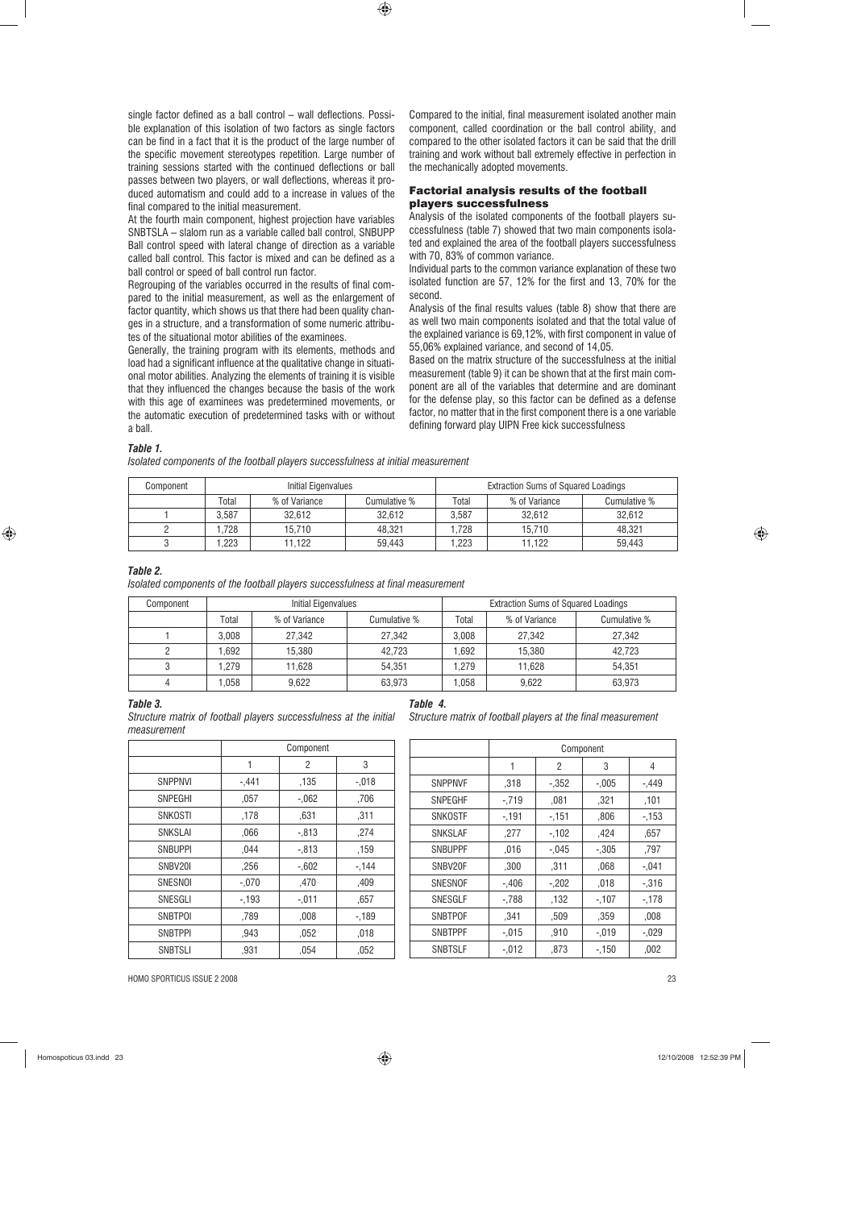single factor defined as a ball control – wall deflections. Possible explanation of this isolation of two factors as single factors can be find in a fact that it is the product of the specific movement stereotypes repetition. Large number of training sessions started with the continued deflections or ball passes between two players, or wall deflections, whereas it produced automatism and could add to a increase in values of the final compared to the initial measurement.

At the fourth main component, highest projection have variables SNBTSLA – slalom run as a variable called ball control, SNBUPP Ball control speed with lateral change of direction as a variable called ball control. This factor is mixed and can be defined as a ball control or speed of ball control run factor.

Regrouping of the variables occurred in the results of final compared to the initial measurement, as well as the enlargement of factor quantity, which shows us that there had been quality changes in a structure, and a transformation of some numeric attributes of the situational motor abilities of the examinees.

Generally, the training program with its elements, methods and load had a significant influence at the qualitative change in situational motor abilities. Analyzing the elements of training it is visible that they influenced the changes because the basis of the work with this age of examinees was predetermined movements, or the automatic execution of predetermined tasks with or without a ball.

Compared to the initial, final measurement isolated another main component, called coordination or the ball control ability, and compared to the other isolated factors it can be said that the drill training and work without ball extremely effective in perfection in the mechanically adopted movements.

### Factorial analysis results of the football players successfulness

Analysis of the isolated components of the football players successfulness (table 7) showed that two main components isolated and explained the area of the football players successfulness with 70, 83% of common variance.

Individual parts to the common variance explanation of these two isolated function are 57, 12% for the first and 13, 70% for the second.

Analysis of the final results values (table 8) show that there are as well two main components isolated and that the total value of the explained variance is 69,12%, with first component in value of 55,06% explained variance, and second of 14,05.

Based on the matrix structure of the successfulness at the initial measurement (table 9) it can be shown that at the first main component are all of the variables that determine and are dominant for the defense play, so this factor can be defined as a defense factor, no matter that in the first component there is a one variable defining forward play UIPN Free kick successfulness

***Table 1.***
*Isolated components of the football players successfulness at initial measurement*

| Component | Initial Eigenvalues | | | Extraction Sums of Squared Loadings | | |
|---|---|---|---|---|---|---|
| | Total | % of Variance | Cumulative % | Total | % of Variance | Cumulative % |
| 1 | 3,587 | 32,612 | 32,612 | 3,587 | 32,612 | 32,612 |
| 2 | 1,728 | 15,710 | 48,321 | 1,728 | 15,710 | 48,321 |
| 3 | 1,223 | 11,122 | 59,443 | 1,223 | 11,122 | 59,443 |

***Table 2.***
*Isolated components of the football players successfulness at final measurement*

| Component | Initial Eigenvalues | | | Extraction Sums of Squared Loadings | | |
|---|---|---|---|---|---|---|
| | Total | % of Variance | Cumulative % | Total | % of Variance | Cumulative % |
| 1 | 3,008 | 27,342 | 27,342 | 3,008 | 27,342 | 27,342 |
| 2 | 1,692 | 15,380 | 42,723 | 1,692 | 15,380 | 42,723 |
| 3 | 1,279 | 11,628 | 54,351 | 1,279 | 11,628 | 54,351 |
| 4 | 1,058 | 9,622 | 63,973 | 1,058 | 9,622 | 63,973 |

***Table 3.***
*Structure matrix of football players successfulness at the initial measurement*

| | Component | | |
|---|---|---|---|
| | 1 | 2 | 3 |
| SNPPNVI | -,441 | ,135 | -,018 |
| SNPEGHI | ,057 | -,062 | ,706 |
| SNKOSTI | ,178 | ,631 | ,311 |
| SNKSLAI | ,066 | -,813 | ,274 |
| SNBUPPI | ,044 | -,813 | ,159 |
| SNBV20I | ,256 | -,602 | -,144 |
| SNESNOI | -,070 | ,470 | ,409 |
| SNESGLI | -,193 | -,011 | ,657 |
| SNBTPOI | ,789 | ,008 | -,189 |
| SNBTPPI | ,943 | ,052 | ,018 |
| SNBTSLI | ,931 | ,054 | ,052 |

***Table 4.***
*Structure matrix of football players at the final measurement*

| | Component | | | |
|---|---|---|---|---|
| | 1 | 2 | 3 | 4 |
| SNPPNVF | ,318 | -,352 | -,005 | -,449 |
| SNPEGHF | -,719 | ,081 | ,321 | ,101 |
| SNKOSTF | -,191 | -,151 | ,806 | -,153 |
| SNKSLAF | ,277 | -,102 | ,424 | ,657 |
| SNBUPPF | ,016 | -,045 | -,305 | ,797 |
| SNBV20F | ,300 | ,311 | ,068 | -,041 |
| SNESNOF | -,406 | -,202 | ,018 | -,316 |
| SNESGLF | -,788 | ,132 | -,107 | -,178 |
| SNBTPOF | ,341 | ,509 | ,359 | ,008 |
| SNBTPPF | -,015 | ,910 | -,019 | -,029 |
| SNBTSLF | -,012 | ,873 | -,150 | ,002 |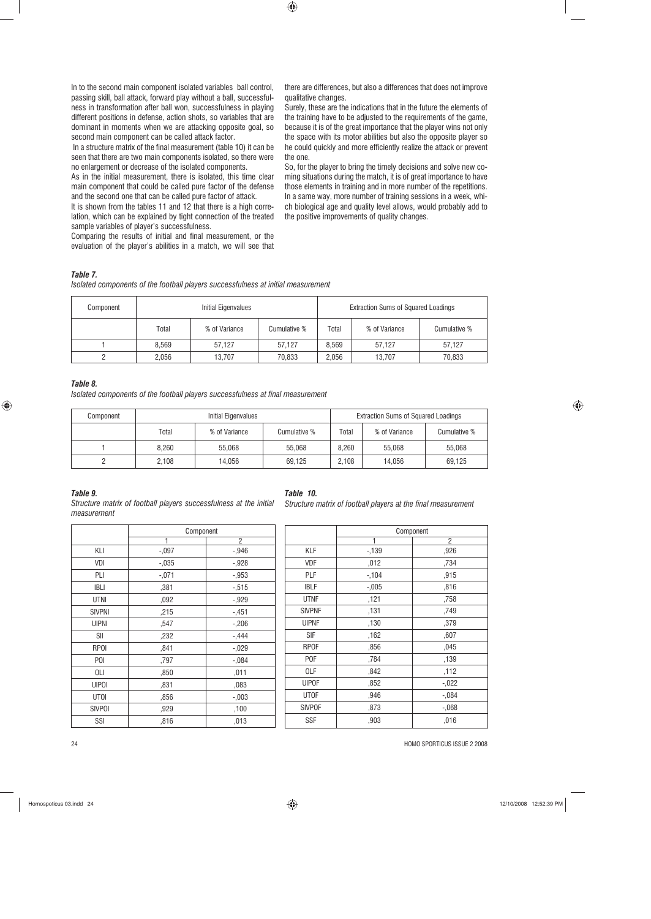In to the second main component isolated variables ball control, passing skill, ball attack, forward play without a ball, successfulness in transformation after ball won, successfulness in playing different positions in defense, action shots, so variables that are dominant in moments when we are attacking opposite goal, so second main component can be called attack factor.

In a structure matrix of the final measurement (table 10) it can be seen that there are two main components isolated, so there were no enlargement or decrease of the isolated components.

As in the initial measurement, there is isolated, this time clear main component that could be called pure factor of the defense and the second one that can be called pure factor of attack.

It is shown from the tables 11 and 12 that there is a high correlation, which can be explained by tight connection of the treated sample variables of player's successfulness.

Comparing the results of initial and final measurement, or the evaluation of the player's abilities in a match, we will see that there are differences, but also a differences that does not improve qualitative changes.

Surely, these are the indications that in the future the elements of the training have to be adjusted to the requirements of the game, because it is of the great importance that the player wins not only the space with its motor abilities but also the opposite player so he could quickly and more efficiently realize the attack or prevent the one.

So, for the player to bring the timely decisions and solve new coming situations during the match, it is of great importance to have those elements in training and in more number of the repetitions. In a same way, more number of training sessions in a week, which biological age and quality level allows, would probably add to the positive improvements of quality changes.

***Table 7.***

*Isolated components of the football players successfulness at initial measurement*

| Component | Initial Eigenvalues | | | Extraction Sums of Squared Loadings | | |
|---|---|---|---|---|---|---|
| | Total | % of Variance | Cumulative % | Total | % of Variance | Cumulative % |
| 1 | 8,569 | 57,127 | 57,127 | 8,569 | 57,127 | 57,127 |
| 2 | 2,056 | 13,707 | 70,833 | 2,056 | 13,707 | 70,833 |

***Table 8.***

*Isolated components of the football players successfulness at final measurement*

| Component | Initial Eigenvalues | | | Extraction Sums of Squared Loadings | | |
|---|---|---|---|---|---|---|
| | Total | % of Variance | Cumulative % | Total | % of Variance | Cumulative % |
| 1 | 8,260 | 55,068 | 55,068 | 8,260 | 55,068 | 55,068 |
| 2 | 2,108 | 14,056 | 69,125 | 2,108 | 14,056 | 69,125 |

***Table 9.***

*Structure matrix of football players successfulness at the initial measurement*

| | Component | |
|---|---|---|
| | 1 | 2 |
| KLI | -,097 | -,946 |
| VDI | -,035 | -,928 |
| PLI | -,071 | -,953 |
| IBLI | ,381 | -,515 |
| UTNI | ,092 | -,929 |
| SIVPNI | ,215 | -,451 |
| UIPNI | ,547 | -,206 |
| SII | ,232 | -,444 |
| RPOI | ,841 | -,029 |
| POI | ,797 | -,084 |
| OLI | ,850 | ,011 |
| UIPOI | ,831 | ,083 |
| UTOI | ,856 | -,003 |
| SIVPOI | ,929 | ,100 |
| SSI | ,816 | ,013 |

***Table 10.***

*Structure matrix of football players at the final measurement*

| | Component | |
|---|---|---|
| | 1 | 2 |
| KLF | -,139 | ,926 |
| VDF | ,012 | ,734 |
| PLF | -,104 | ,915 |
| IBLF | -,005 | ,816 |
| UTNF | ,121 | ,758 |
| SIVPNF | ,131 | ,749 |
| UIPNF | ,130 | ,379 |
| SIF | ,162 | ,607 |
| RPOF | ,856 | ,045 |
| POF | ,784 | ,139 |
| OLF | ,842 | ,112 |
| UIPOF | ,852 | -,022 |
| UTOF | ,946 | -,084 |
| SIVPOF | ,873 | -,068 |
| SSF | ,903 | ,016 |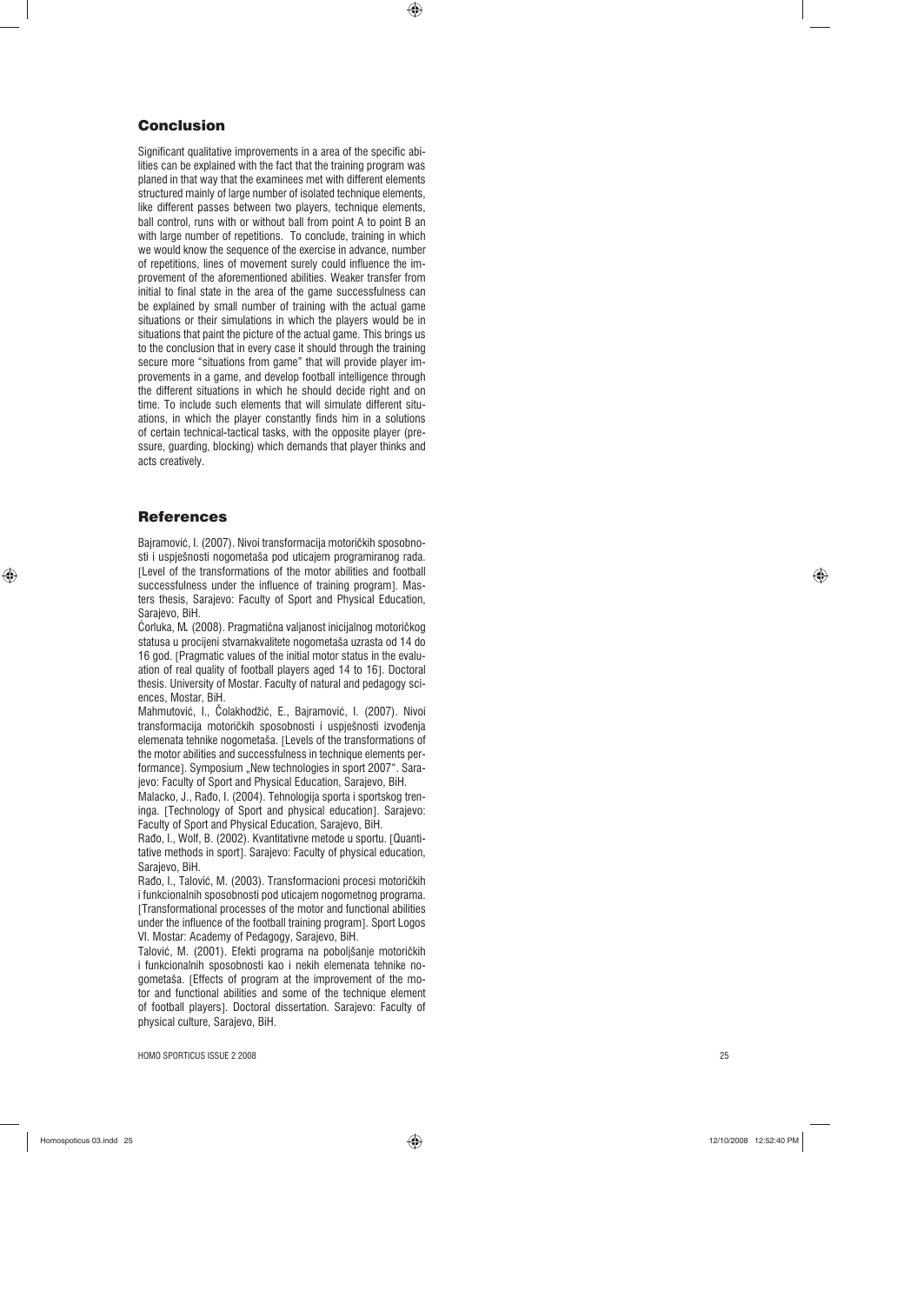## Conclusion

Significant qualitative improvements in a area of the specific abilities can be explained with the fact that the training program was planed in that way that the examinees met with different elements structured mainly of large number of isolated technique elements, like different passes between two players, technique elements, ball control, runs with or without ball from point A to point B an with large number of repetitions. To conclude, training in which we would know the sequence of the exercise in advance, number of repetitions, lines of movement surely could influence the improvement of the aforementioned abilities. Weaker transfer from initial to final state in the area of the game successfulness can be explained by small number of training with the actual game situations or their simulations in which the players would be in situations that paint the picture of the actual game. This brings us to the conclusion that in every case it should through the training secure more "situations from game" that will provide player improvements in a game, and develop football intelligence through the different situations in which he should decide right and on time. To include such elements that will simulate different situations, in which the player constantly finds him in a solutions of certain technical-tactical tasks, with the opposite player (pressure, guarding, blocking) which demands that player thinks and acts creatively.

## References

Bajramović, I. (2007). Nivoi transformacija motoričkih sposobnosti i uspješnosti nogometaša pod uticajem programiranog rada. [Level of the transformations of the motor abilities and football successfulness under the influence of training program]. Masters thesis, Sarajevo: Faculty of Sport and Physical Education, Sarajevo, BiH.

Ćorluka, M. (2008). Pragmatična valjanost inicijalnog motoričkog statusa u procijeni stvarnakvalitete nogometaša uzrasta od 14 do 16 god. [Pragmatic values of the initial motor status in the evaluation of real quality of football players aged 14 to 16]. Doctoral thesis. University of Mostar. Faculty of natural and pedagogy sciences, Mostar, BiH.

Mahmutović, I., Čolakhodžić, E., Bajramović, I. (2007). Nivoi transformacija motoričkih sposobnosti i uspješnosti izvođenja elemenata tehnike nogometaša. [Levels of the transformations of the motor abilities and successfulness in technique elements performance]. Symposium „New technologies in sport 2007". Sarajevo: Faculty of Sport and Physical Education, Sarajevo, BiH.

Malacko, J., Rađo, I. (2004). Tehnologija sporta i sportskog treninga. [Technology of Sport and physical education]. Sarajevo: Faculty of Sport and Physical Education, Sarajevo, BiH.

Rađo, I., Wolf, B. (2002). Kvantitativne metode u sportu. [Quantitative methods in sport]. Sarajevo: Faculty of physical education, Sarajevo, BiH.

Rađo, I., Talović, M. (2003). Transformacioni procesi motoričkih i funkcionalnih sposobnosti pod uticajem nogometnog programa. [Transformational processes of the motor and functional abilities under the influence of the football training program]. Sport Logos VI. Mostar: Academy of Pedagogy, Sarajevo, BiH.

Talović, M. (2001). Efekti programa na poboljšanje motoričkih i funkcionalnih sposobnosti kao i nekih elemenata tehnike nogometaša. [Effects of program at the improvement of the motor and functional abilities and some of the technique element of football players]. Doctoral dissertation. Sarajevo: Faculty of physical culture, Sarajevo, BiH.